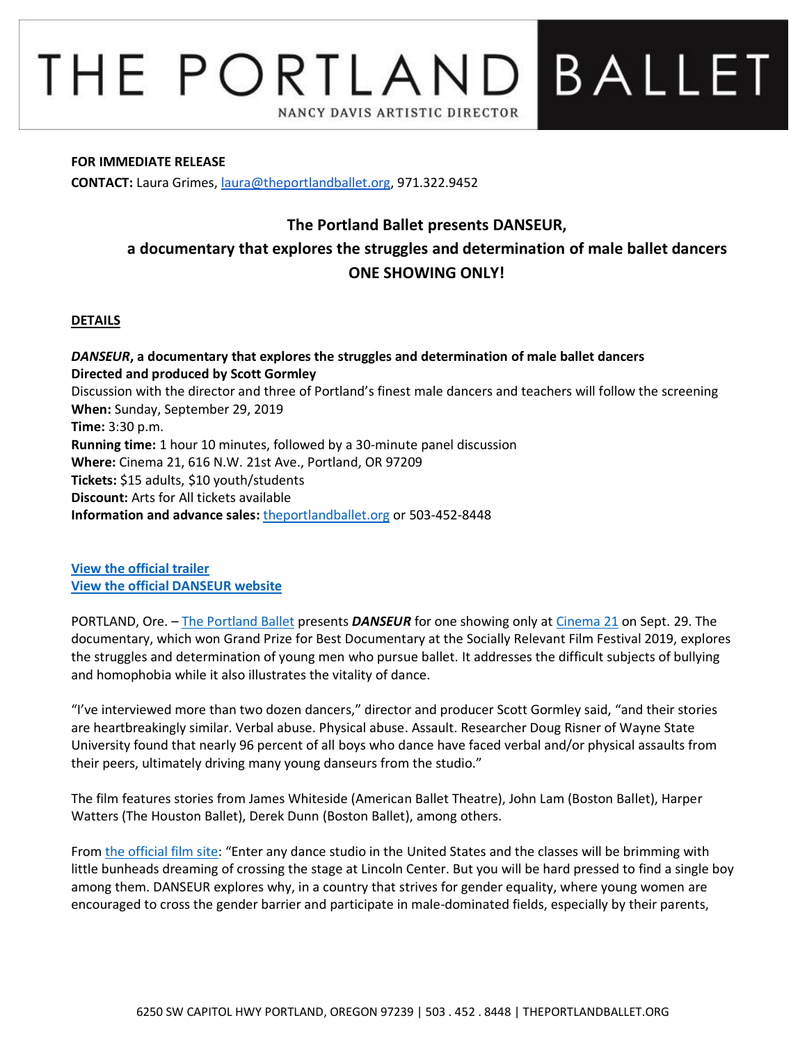# THE PORTLAND BALLET

NANCY DAVIS ARTISTIC DIRECTOR

**FOR IMMEDIATE RELEASE**
**CONTACT:** Laura Grimes, laura@theportlandballet.org, 971.322.9452

## The Portland Ballet presents DANSEUR, a documentary that explores the struggles and determination of male ballet dancers ONE SHOWING ONLY!

**DETAILS**

***DANSEUR*, a documentary that explores the struggles and determination of male ballet dancers**
**Directed and produced by Scott Gormley**
Discussion with the director and three of Portland's finest male dancers and teachers will follow the screening
**When:** Sunday, September 29, 2019
**Time:** 3:30 p.m.
**Running time:** 1 hour 10 minutes, followed by a 30-minute panel discussion
**Where:** Cinema 21, 616 N.W. 21st Ave., Portland, OR 97209
**Tickets:** $15 adults, $10 youth/students
**Discount:** Arts for All tickets available
**Information and advance sales:** theportlandballet.org or 503-452-8448

**View the official trailer**
**View the official DANSEUR website**

PORTLAND, Ore. – The Portland Ballet presents ***DANSEUR*** for one showing only at Cinema 21 on Sept. 29. The documentary, which won Grand Prize for Best Documentary at the Socially Relevant Film Festival 2019, explores the struggles and determination of young men who pursue ballet. It addresses the difficult subjects of bullying and homophobia while it also illustrates the vitality of dance.

"I've interviewed more than two dozen dancers," director and producer Scott Gormley said, "and their stories are heartbreakingly similar. Verbal abuse. Physical abuse. Assault. Researcher Doug Risner of Wayne State University found that nearly 96 percent of all boys who dance have faced verbal and/or physical assaults from their peers, ultimately driving many young danseurs from the studio."

The film features stories from James Whiteside (American Ballet Theatre), John Lam (Boston Ballet), Harper Watters (The Houston Ballet), Derek Dunn (Boston Ballet), among others.

From the official film site: "Enter any dance studio in the United States and the classes will be brimming with little bunheads dreaming of crossing the stage at Lincoln Center. But you will be hard pressed to find a single boy among them. DANSEUR explores why, in a country that strives for gender equality, where young women are encouraged to cross the gender barrier and participate in male-dominated fields, especially by their parents,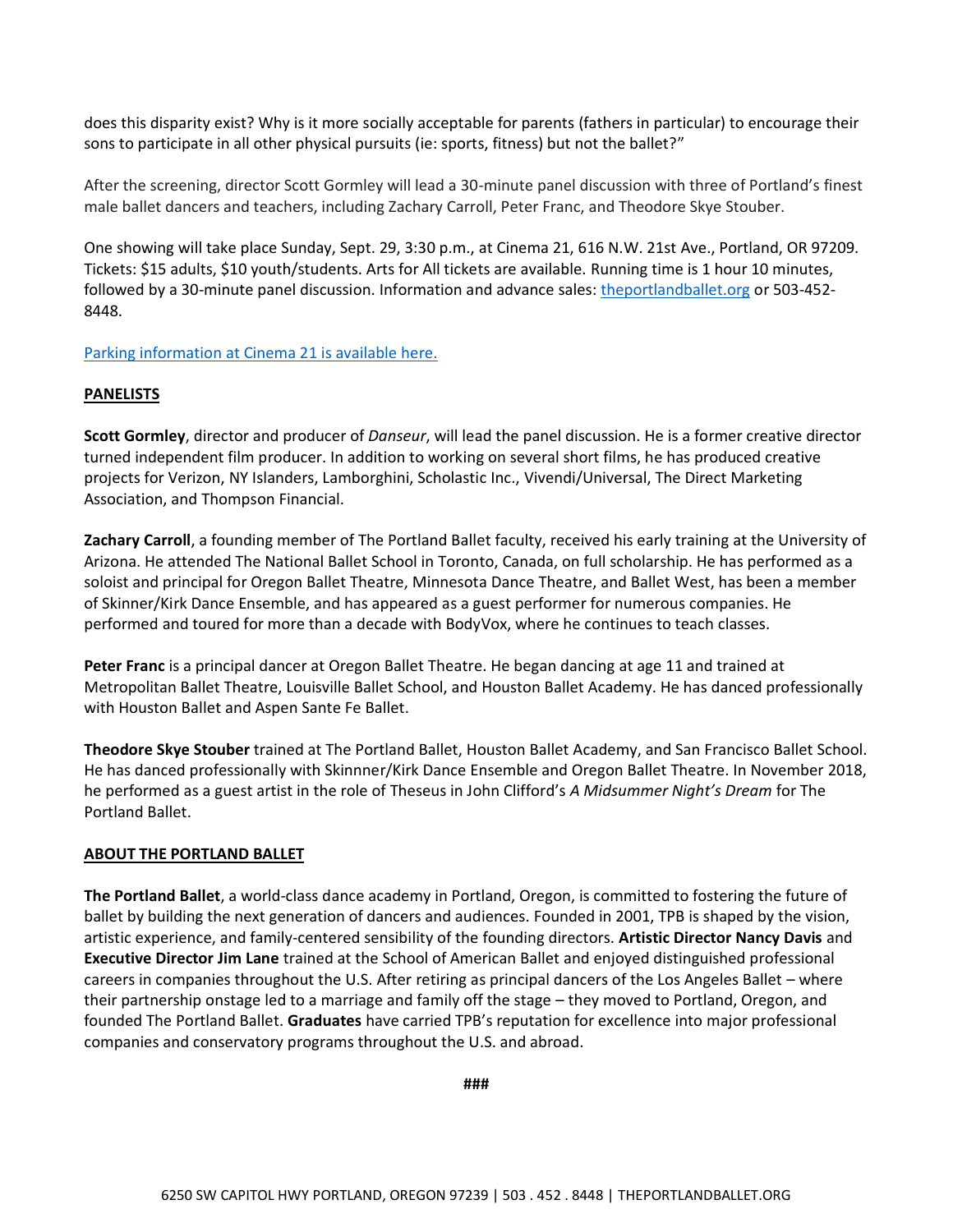does this disparity exist? Why is it more socially acceptable for parents (fathers in particular) to encourage their sons to participate in all other physical pursuits (ie: sports, fitness) but not the ballet?"

After the screening, director Scott Gormley will lead a 30-minute panel discussion with three of Portland's finest male ballet dancers and teachers, including Zachary Carroll, Peter Franc, and Theodore Skye Stouber.

One showing will take place Sunday, Sept. 29, 3:30 p.m., at Cinema 21, 616 N.W. 21st Ave., Portland, OR 97209. Tickets: $15 adults, $10 youth/students. Arts for All tickets are available. Running time is 1 hour 10 minutes, followed by a 30-minute panel discussion. Information and advance sales: [theportlandballet.org](theportlandballet.org) or 503-452-8448.

[Parking information at Cinema 21 is available here.]()

## PANELISTS

**Scott Gormley**, director and producer of *Danseur*, will lead the panel discussion. He is a former creative director turned independent film producer. In addition to working on several short films, he has produced creative projects for Verizon, NY Islanders, Lamborghini, Scholastic Inc., Vivendi/Universal, The Direct Marketing Association, and Thompson Financial.

**Zachary Carroll**, a founding member of The Portland Ballet faculty, received his early training at the University of Arizona. He attended The National Ballet School in Toronto, Canada, on full scholarship. He has performed as a soloist and principal for Oregon Ballet Theatre, Minnesota Dance Theatre, and Ballet West, has been a member of Skinner/Kirk Dance Ensemble, and has appeared as a guest performer for numerous companies. He performed and toured for more than a decade with BodyVox, where he continues to teach classes.

**Peter Franc** is a principal dancer at Oregon Ballet Theatre. He began dancing at age 11 and trained at Metropolitan Ballet Theatre, Louisville Ballet School, and Houston Ballet Academy. He has danced professionally with Houston Ballet and Aspen Sante Fe Ballet.

**Theodore Skye Stouber** trained at The Portland Ballet, Houston Ballet Academy, and San Francisco Ballet School. He has danced professionally with Skinnner/Kirk Dance Ensemble and Oregon Ballet Theatre. In November 2018, he performed as a guest artist in the role of Theseus in John Clifford's *A Midsummer Night's Dream* for The Portland Ballet.

## ABOUT THE PORTLAND BALLET

**The Portland Ballet**, a world-class dance academy in Portland, Oregon, is committed to fostering the future of ballet by building the next generation of dancers and audiences. Founded in 2001, TPB is shaped by the vision, artistic experience, and family-centered sensibility of the founding directors. **Artistic Director Nancy Davis** and **Executive Director Jim Lane** trained at the School of American Ballet and enjoyed distinguished professional careers in companies throughout the U.S. After retiring as principal dancers of the Los Angeles Ballet – where their partnership onstage led to a marriage and family off the stage – they moved to Portland, Oregon, and founded The Portland Ballet. **Graduates** have carried TPB's reputation for excellence into major professional companies and conservatory programs throughout the U.S. and abroad.

###